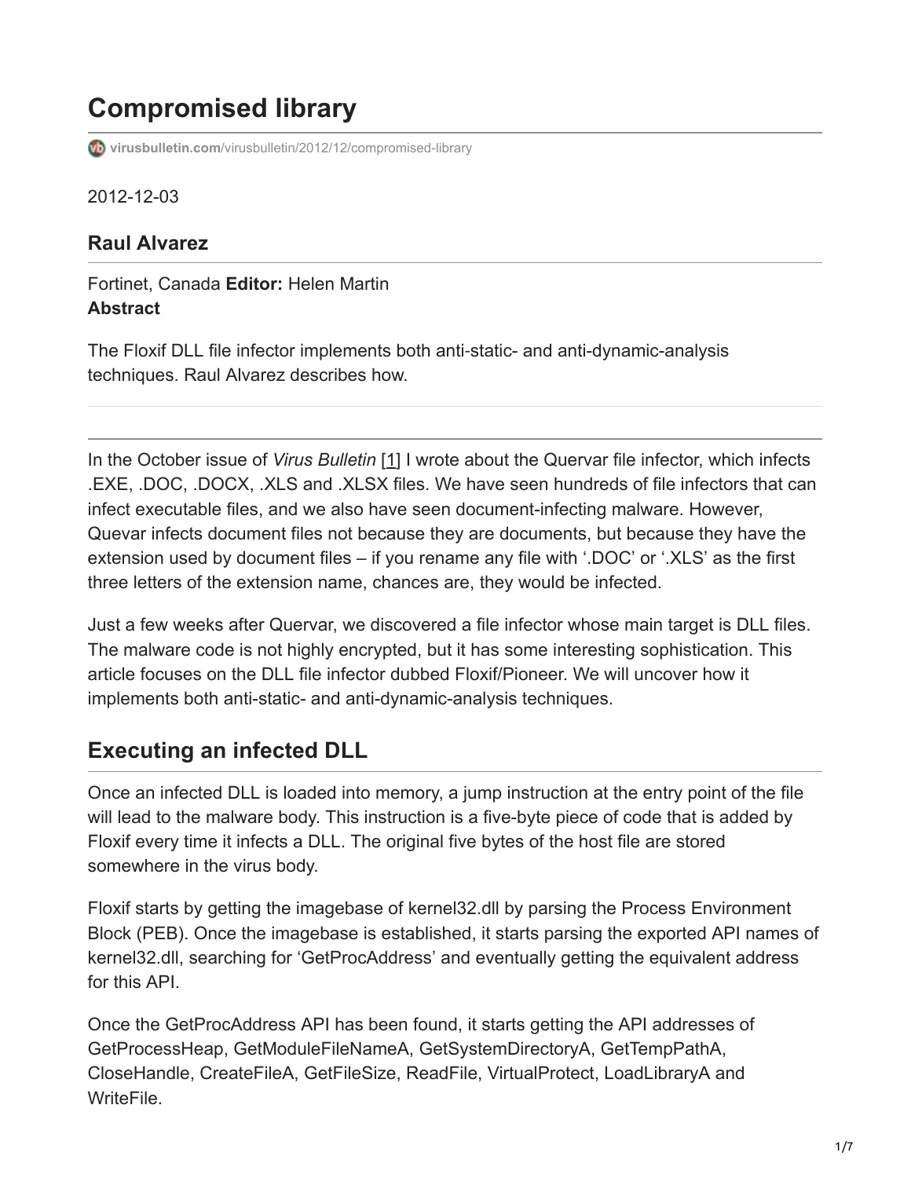# Compromised library

virusbulletin.com/virusbulletin/2012/12/compromised-library

2012-12-03

### Raul Alvarez

Fortinet, Canada **Editor:** Helen Martin
**Abstract**

The Floxif DLL file infector implements both anti-static- and anti-dynamic-analysis techniques. Raul Alvarez describes how.

---

In the October issue of *Virus Bulletin* [1] I wrote about the Quervar file infector, which infects .EXE, .DOC, .DOCX, .XLS and .XLSX files. We have seen hundreds of file infectors that can infect executable files, and we also have seen document-infecting malware. However, Quevar infects document files not because they are documents, but because they have the extension used by document files – if you rename any file with '.DOC' or '.XLS' as the first three letters of the extension name, chances are, they would be infected.

Just a few weeks after Quervar, we discovered a file infector whose main target is DLL files. The malware code is not highly encrypted, but it has some interesting sophistication. This article focuses on the DLL file infector dubbed Floxif/Pioneer. We will uncover how it implements both anti-static- and anti-dynamic-analysis techniques.

## Executing an infected DLL

Once an infected DLL is loaded into memory, a jump instruction at the entry point of the file will lead to the malware body. This instruction is a five-byte piece of code that is added by Floxif every time it infects a DLL. The original five bytes of the host file are stored somewhere in the virus body.

Floxif starts by getting the imagebase of kernel32.dll by parsing the Process Environment Block (PEB). Once the imagebase is established, it starts parsing the exported API names of kernel32.dll, searching for 'GetProcAddress' and eventually getting the equivalent address for this API.

Once the GetProcAddress API has been found, it starts getting the API addresses of GetProcessHeap, GetModuleFileNameA, GetSystemDirectoryA, GetTempPathA, CloseHandle, CreateFileA, GetFileSize, ReadFile, VirtualProtect, LoadLibraryA and WriteFile.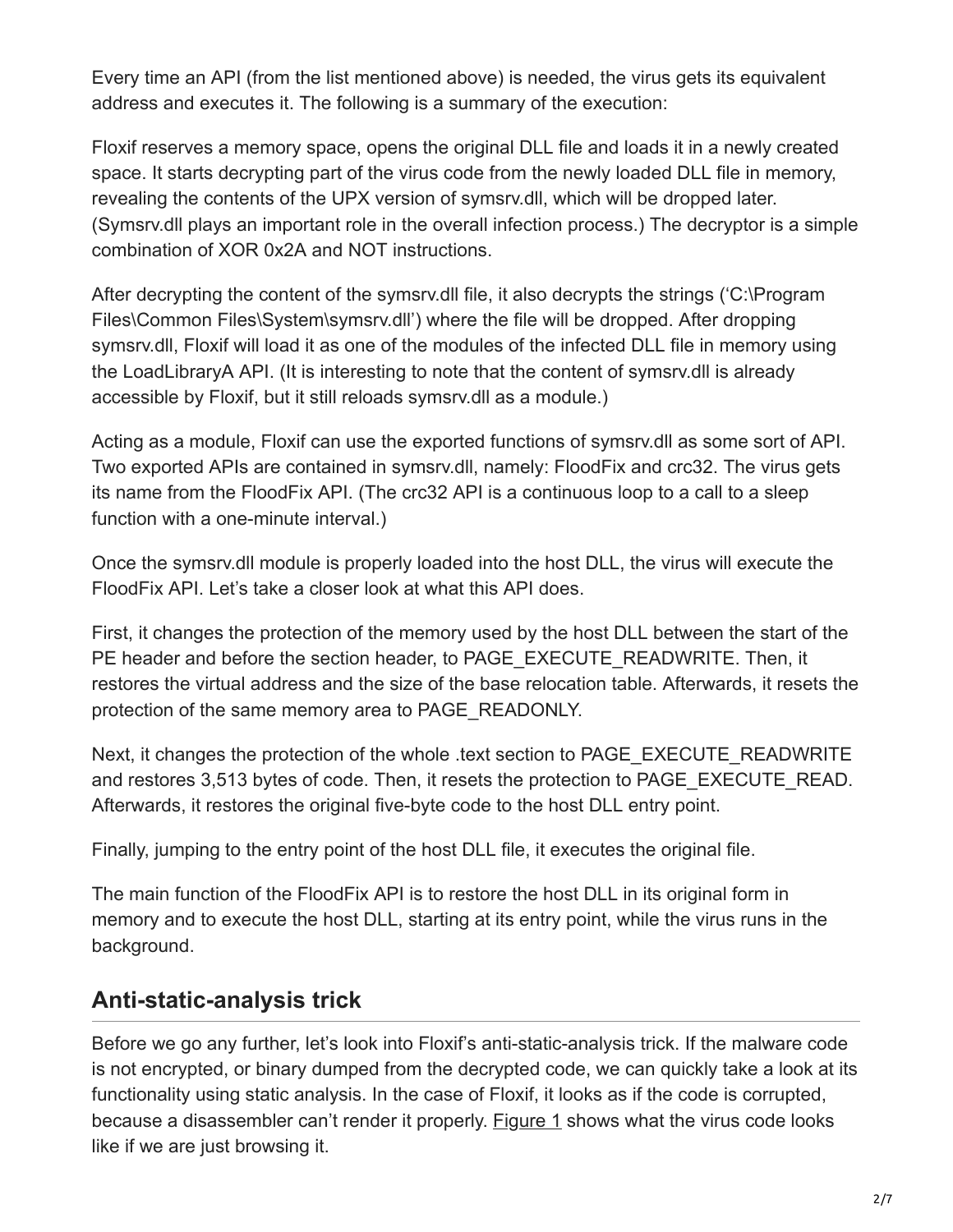Every time an API (from the list mentioned above) is needed, the virus gets its equivalent address and executes it. The following is a summary of the execution:

Floxif reserves a memory space, opens the original DLL file and loads it in a newly created space. It starts decrypting part of the virus code from the newly loaded DLL file in memory, revealing the contents of the UPX version of symsrv.dll, which will be dropped later. (Symsrv.dll plays an important role in the overall infection process.) The decryptor is a simple combination of XOR 0x2A and NOT instructions.

After decrypting the content of the symsrv.dll file, it also decrypts the strings ('C:\Program Files\Common Files\System\symsrv.dll') where the file will be dropped. After dropping symsrv.dll, Floxif will load it as one of the modules of the infected DLL file in memory using the LoadLibraryA API. (It is interesting to note that the content of symsrv.dll is already accessible by Floxif, but it still reloads symsrv.dll as a module.)

Acting as a module, Floxif can use the exported functions of symsrv.dll as some sort of API. Two exported APIs are contained in symsrv.dll, namely: FloodFix and crc32. The virus gets its name from the FloodFix API. (The crc32 API is a continuous loop to a call to a sleep function with a one-minute interval.)

Once the symsrv.dll module is properly loaded into the host DLL, the virus will execute the FloodFix API. Let's take a closer look at what this API does.

First, it changes the protection of the memory used by the host DLL between the start of the PE header and before the section header, to PAGE_EXECUTE_READWRITE. Then, it restores the virtual address and the size of the base relocation table. Afterwards, it resets the protection of the same memory area to PAGE_READONLY.

Next, it changes the protection of the whole .text section to PAGE_EXECUTE_READWRITE and restores 3,513 bytes of code. Then, it resets the protection to PAGE_EXECUTE_READ. Afterwards, it restores the original five-byte code to the host DLL entry point.

Finally, jumping to the entry point of the host DLL file, it executes the original file.

The main function of the FloodFix API is to restore the host DLL in its original form in memory and to execute the host DLL, starting at its entry point, while the virus runs in the background.

## Anti-static-analysis trick

Before we go any further, let's look into Floxif's anti-static-analysis trick. If the malware code is not encrypted, or binary dumped from the decrypted code, we can quickly take a look at its functionality using static analysis. In the case of Floxif, it looks as if the code is corrupted, because a disassembler can't render it properly. Figure 1 shows what the virus code looks like if we are just browsing it.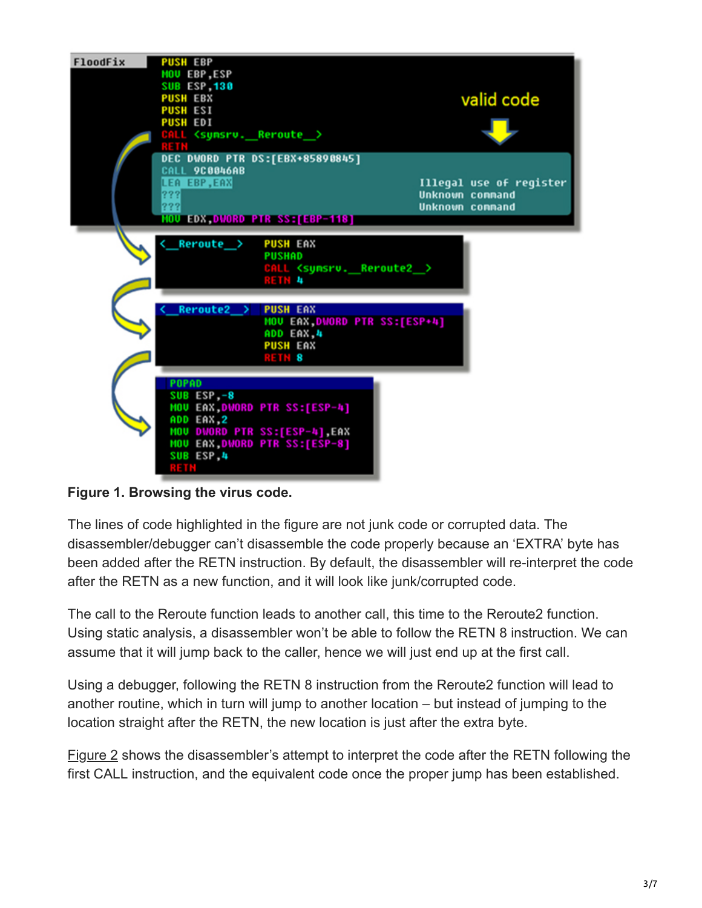```
FloodFix    PUSH EBP
            MOV EBP,ESP
            SUB ESP,130
            PUSH EBX
            PUSH ESI
            PUSH EDI
            CALL <symsrv.__Reroute__>
            RETN
            DEC DWORD PTR DS:[EBX+85890845]
            CALL 9C0046AB
            LEA EBP,EAX                          Illegal use of register
            ???                                  Unknown command
            ???                                  Unknown command
            MOV EDX,DWORD PTR SS:[EBP-118]

<__Reroute__>    PUSH EAX
                 PUSHAD
                 CALL <symsrv.__Reroute2__>
                 RETN 4

<__Reroute2__>   PUSH EAX
                 MOV EAX,DWORD PTR SS:[ESP+4]
                 ADD EAX,4
                 PUSH EAX
                 RETN 8

POPAD
SUB ESP,-8
MOV EAX,DWORD PTR SS:[ESP-4]
ADD EAX,2
MOV DWORD PTR SS:[ESP-4],EAX
MOV EAX,DWORD PTR SS:[ESP-8]
SUB ESP,4
RETN
```

valid code

**Figure 1. Browsing the virus code.**

The lines of code highlighted in the figure are not junk code or corrupted data. The disassembler/debugger can't disassemble the code properly because an 'EXTRA' byte has been added after the RETN instruction. By default, the disassembler will re-interpret the code after the RETN as a new function, and it will look like junk/corrupted code.

The call to the Reroute function leads to another call, this time to the Reroute2 function. Using static analysis, a disassembler won't be able to follow the RETN 8 instruction. We can assume that it will jump back to the caller, hence we will just end up at the first call.

Using a debugger, following the RETN 8 instruction from the Reroute2 function will lead to another routine, which in turn will jump to another location – but instead of jumping to the location straight after the RETN, the new location is just after the extra byte.

Figure 2 shows the disassembler's attempt to interpret the code after the RETN following the first CALL instruction, and the equivalent code once the proper jump has been established.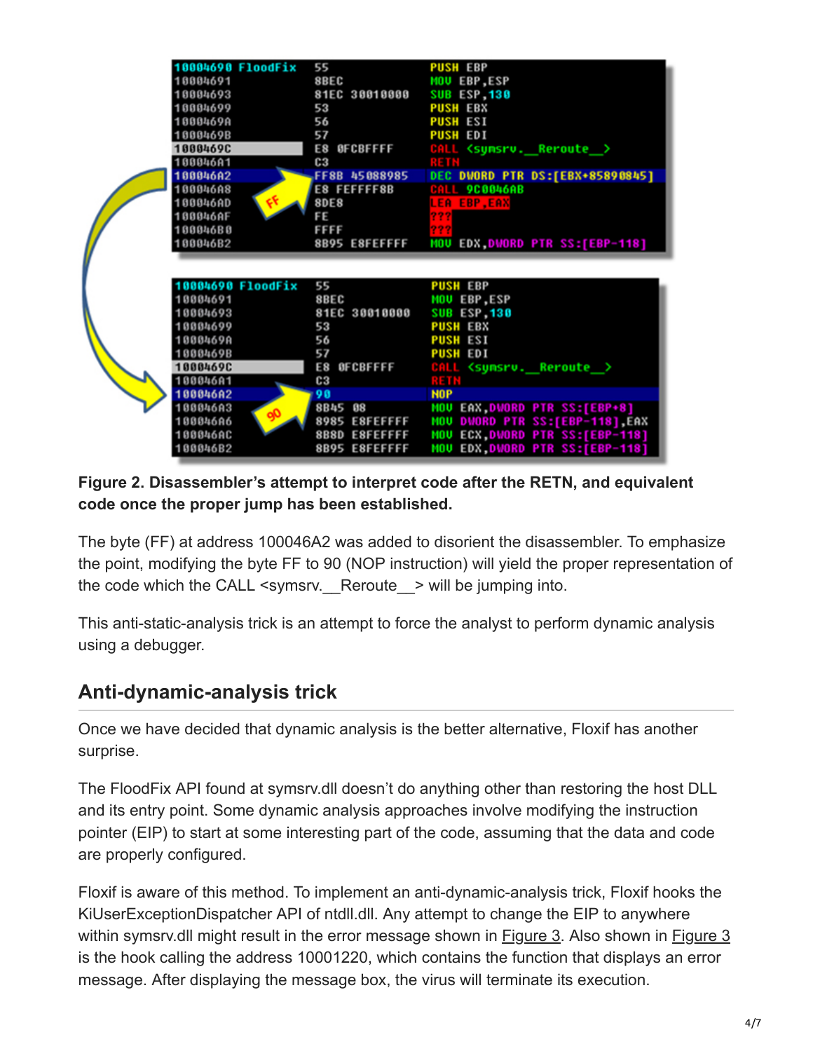```
10004690 FloodFix  55              PUSH EBP
10004691           8BEC            MOV EBP,ESP
10004693           81EC 30010000   SUB ESP,130
10004699           53              PUSH EBX
1000469A           56              PUSH ESI
1000469B           57              PUSH EDI
1000469C           E8 0FCBFFFF     CALL <symsrv.__Reroute__>
100046A1           C3              RETN
100046A2           FF8B 45088985   DEC DWORD PTR DS:[EBX+85890845]
100046A8           E8 FEFFFF8B     CALL 9C0046AB
100046AD           8DE8            LEA EBP,EAX
100046AF           FE              ???
100046B0           FFFF            ???
100046B2           8B95 E8FEFFFF   MOV EDX,DWORD PTR SS:[EBP-118]
```

```
10004690 FloodFix  55              PUSH EBP
10004691           8BEC            MOV EBP,ESP
10004693           81EC 30010000   SUB ESP,130
10004699           53              PUSH EBX
1000469A           56              PUSH ESI
1000469B           57              PUSH EDI
1000469C           E8 0FCBFFFF     CALL <symsrv.__Reroute__>
100046A1           C3              RETN
100046A2           90              NOP
100046A3           8B45 08         MOV EAX,DWORD PTR SS:[EBP+8]
100046A6           8985 E8FEFFFF   MOV DWORD PTR SS:[EBP-118],EAX
100046AC           8B8D E8FEFFFF   MOV ECX,DWORD PTR SS:[EBP-118]
100046B2           8B95 E8FEFFFF   MOV EDX,DWORD PTR SS:[EBP-118]
```

**Figure 2. Disassembler's attempt to interpret code after the RETN, and equivalent code once the proper jump has been established.**

The byte (FF) at address 100046A2 was added to disorient the disassembler. To emphasize the point, modifying the byte FF to 90 (NOP instruction) will yield the proper representation of the code which the CALL <symsrv.__Reroute__> will be jumping into.

This anti-static-analysis trick is an attempt to force the analyst to perform dynamic analysis using a debugger.

## Anti-dynamic-analysis trick

Once we have decided that dynamic analysis is the better alternative, Floxif has another surprise.

The FloodFix API found at symsrv.dll doesn't do anything other than restoring the host DLL and its entry point. Some dynamic analysis approaches involve modifying the instruction pointer (EIP) to start at some interesting part of the code, assuming that the data and code are properly configured.

Floxif is aware of this method. To implement an anti-dynamic-analysis trick, Floxif hooks the KiUserExceptionDispatcher API of ntdll.dll. Any attempt to change the EIP to anywhere within symsrv.dll might result in the error message shown in Figure 3. Also shown in Figure 3 is the hook calling the address 10001220, which contains the function that displays an error message. After displaying the message box, the virus will terminate its execution.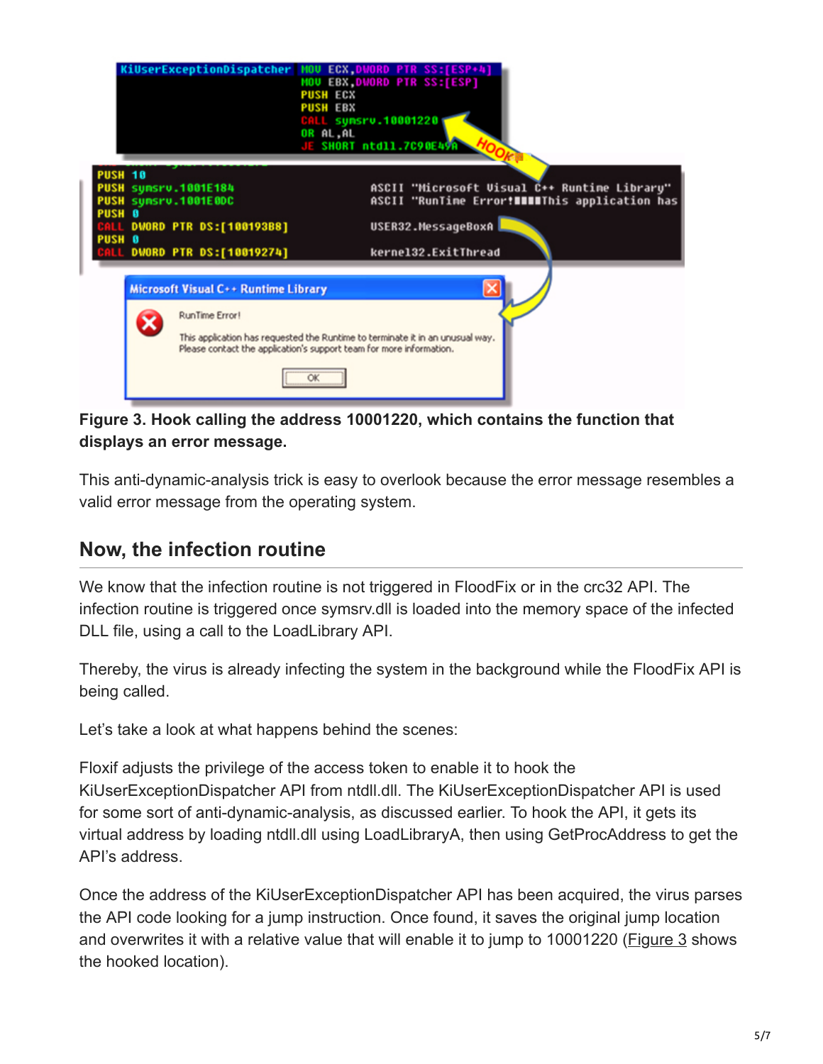**Figure 3. Hook calling the address 10001220, which contains the function that displays an error message.**

This anti-dynamic-analysis trick is easy to overlook because the error message resembles a valid error message from the operating system.

## Now, the infection routine

We know that the infection routine is not triggered in FloodFix or in the crc32 API. The infection routine is triggered once symsrv.dll is loaded into the memory space of the infected DLL file, using a call to the LoadLibrary API.

Thereby, the virus is already infecting the system in the background while the FloodFix API is being called.

Let's take a look at what happens behind the scenes:

Floxif adjusts the privilege of the access token to enable it to hook the KiUserExceptionDispatcher API from ntdll.dll. The KiUserExceptionDispatcher API is used for some sort of anti-dynamic-analysis, as discussed earlier. To hook the API, it gets its virtual address by loading ntdll.dll using LoadLibraryA, then using GetProcAddress to get the API's address.

Once the address of the KiUserExceptionDispatcher API has been acquired, the virus parses the API code looking for a jump instruction. Once found, it saves the original jump location and overwrites it with a relative value that will enable it to jump to 10001220 (Figure 3 shows the hooked location).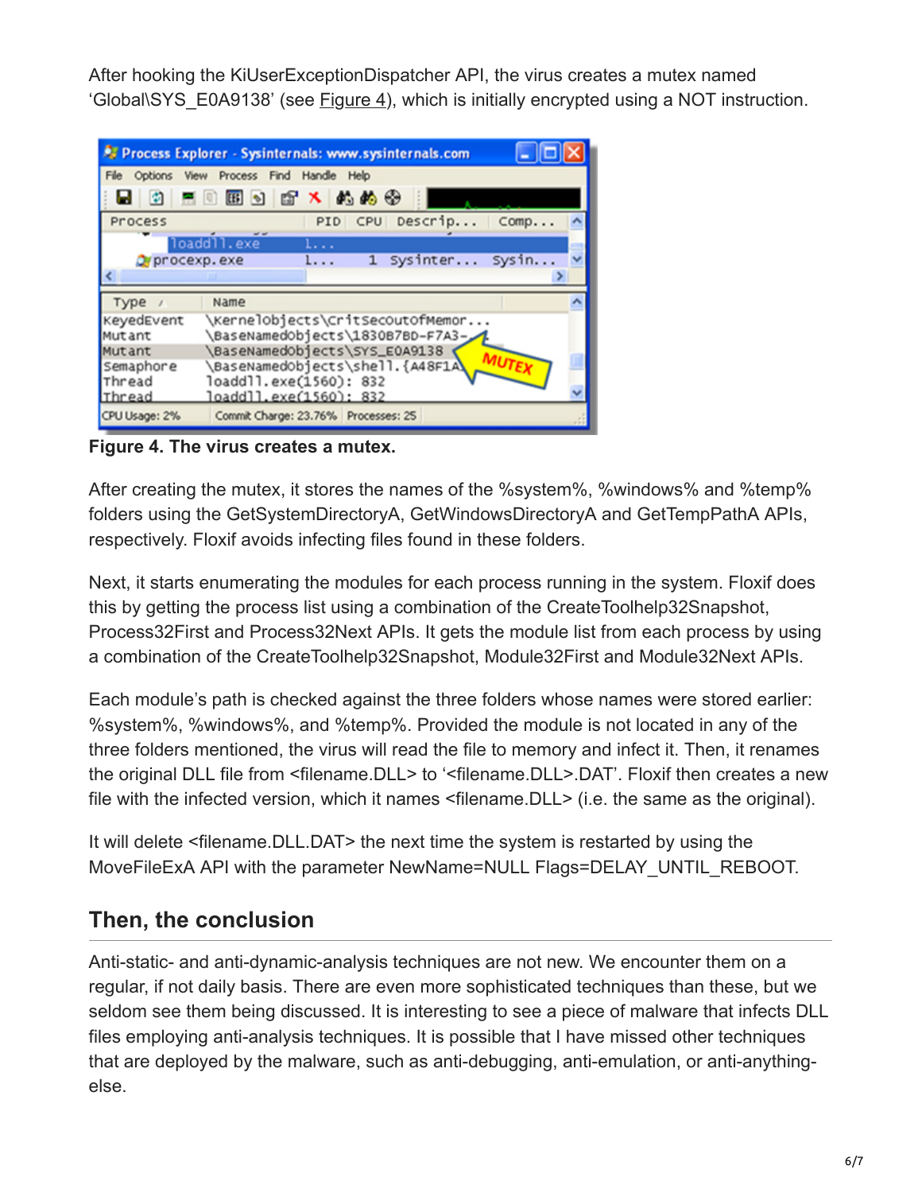After hooking the KiUserExceptionDispatcher API, the virus creates a mutex named 'Global\SYS_E0A9138' (see Figure 4), which is initially encrypted using a NOT instruction.

**Figure 4. The virus creates a mutex.**

After creating the mutex, it stores the names of the %system%, %windows% and %temp% folders using the GetSystemDirectoryA, GetWindowsDirectoryA and GetTempPathA APIs, respectively. Floxif avoids infecting files found in these folders.

Next, it starts enumerating the modules for each process running in the system. Floxif does this by getting the process list using a combination of the CreateToolhelp32Snapshot, Process32First and Process32Next APIs. It gets the module list from each process by using a combination of the CreateToolhelp32Snapshot, Module32First and Module32Next APIs.

Each module's path is checked against the three folders whose names were stored earlier: %system%, %windows%, and %temp%. Provided the module is not located in any of the three folders mentioned, the virus will read the file to memory and infect it. Then, it renames the original DLL file from <filename.DLL> to '<filename.DLL>.DAT'. Floxif then creates a new file with the infected version, which it names <filename.DLL> (i.e. the same as the original).

It will delete <filename.DLL.DAT> the next time the system is restarted by using the MoveFileExA API with the parameter NewName=NULL Flags=DELAY_UNTIL_REBOOT.

## Then, the conclusion

Anti-static- and anti-dynamic-analysis techniques are not new. We encounter them on a regular, if not daily basis. There are even more sophisticated techniques than these, but we seldom see them being discussed. It is interesting to see a piece of malware that infects DLL files employing anti-analysis techniques. It is possible that I have missed other techniques that are deployed by the malware, such as anti-debugging, anti-emulation, or anti-anything-else.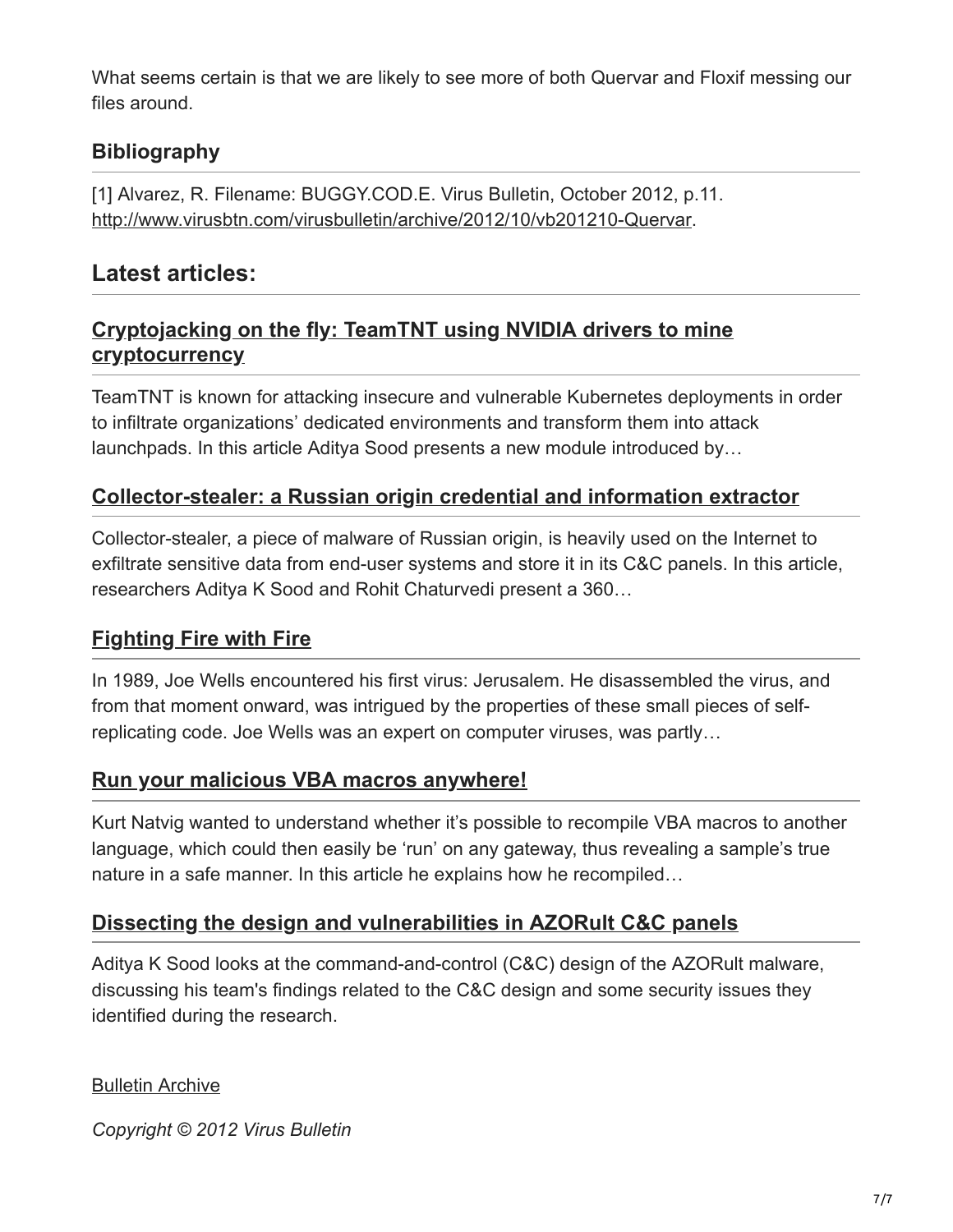What seems certain is that we are likely to see more of both Quervar and Floxif messing our files around.

### Bibliography

[1] Alvarez, R. Filename: BUGGY.COD.E. Virus Bulletin, October 2012, p.11. http://www.virusbtn.com/virusbulletin/archive/2012/10/vb201210-Quervar.

## Latest articles:

### Cryptojacking on the fly: TeamTNT using NVIDIA drivers to mine cryptocurrency

TeamTNT is known for attacking insecure and vulnerable Kubernetes deployments in order to infiltrate organizations' dedicated environments and transform them into attack launchpads. In this article Aditya Sood presents a new module introduced by…

### Collector-stealer: a Russian origin credential and information extractor

Collector-stealer, a piece of malware of Russian origin, is heavily used on the Internet to exfiltrate sensitive data from end-user systems and store it in its C&C panels. In this article, researchers Aditya K Sood and Rohit Chaturvedi present a 360…

### Fighting Fire with Fire

In 1989, Joe Wells encountered his first virus: Jerusalem. He disassembled the virus, and from that moment onward, was intrigued by the properties of these small pieces of self-replicating code. Joe Wells was an expert on computer viruses, was partly…

### Run your malicious VBA macros anywhere!

Kurt Natvig wanted to understand whether it's possible to recompile VBA macros to another language, which could then easily be 'run' on any gateway, thus revealing a sample's true nature in a safe manner. In this article he explains how he recompiled…

### Dissecting the design and vulnerabilities in AZORult C&C panels

Aditya K Sood looks at the command-and-control (C&C) design of the AZORult malware, discussing his team's findings related to the C&C design and some security issues they identified during the research.

Bulletin Archive

*Copyright © 2012 Virus Bulletin*